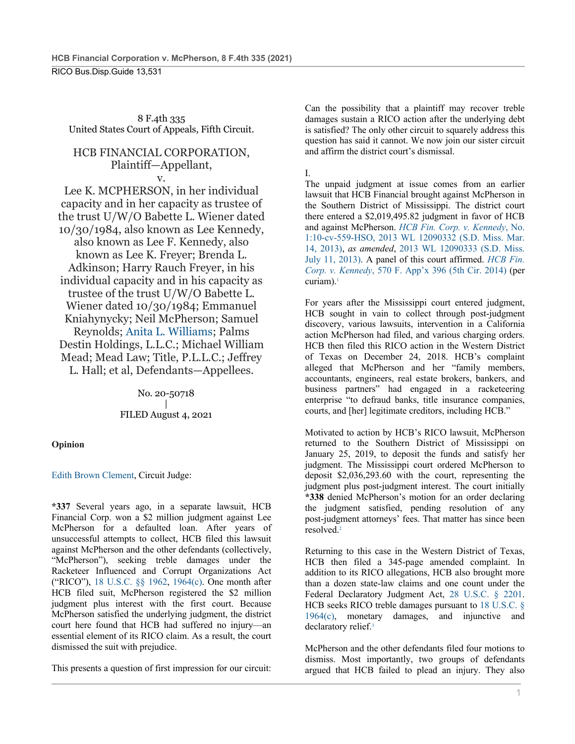8 F.4th 335
United States Court of Appeals, Fifth Circuit.

HCB FINANCIAL CORPORATION, Plaintiff—Appellant,
v.
Lee K. MCPHERSON, in her individual capacity and in her capacity as trustee of the trust U/W/O Babette L. Wiener dated 10/30/1984, also known as Lee Kennedy, also known as Lee F. Kennedy, also known as Lee K. Freyer; Brenda L. Adkinson; Harry Rauch Freyer, in his individual capacity and in his capacity as trustee of the trust U/W/O Babette L. Wiener dated 10/30/1984; Emmanuel Kniahynycky; Neil McPherson; Samuel Reynolds; Anita L. Williams; Palms Destin Holdings, L.L.C.; Michael William Mead; Mead Law; Title, P.L.L.C.; Jeffrey L. Hall; et al, Defendants—Appellees.

No. 20-50718
|
FILED August 4, 2021

**Opinion**

Edith Brown Clement, Circuit Judge:

**\*337** Several years ago, in a separate lawsuit, HCB Financial Corp. won a $2 million judgment against Lee McPherson for a defaulted loan. After years of unsuccessful attempts to collect, HCB filed this lawsuit against McPherson and the other defendants (collectively, "McPherson"), seeking treble damages under the Racketeer Influenced and Corrupt Organizations Act ("RICO"), 18 U.S.C. §§ 1962, 1964(c). One month after HCB filed suit, McPherson registered the $2 million judgment plus interest with the first court. Because McPherson satisfied the underlying judgment, the district court here found that HCB had suffered no injury—an essential element of its RICO claim. As a result, the court dismissed the suit with prejudice.

This presents a question of first impression for our circuit: Can the possibility that a plaintiff may recover treble damages sustain a RICO action after the underlying debt is satisfied? The only other circuit to squarely address this question has said it cannot. We now join our sister circuit and affirm the district court's dismissal.

I.

The unpaid judgment at issue comes from an earlier lawsuit that HCB Financial brought against McPherson in the Southern District of Mississippi. The district court there entered a $2,019,495.82 judgment in favor of HCB and against McPherson. *HCB Fin. Corp. v. Kennedy*, No. 1:10-cv-559-HSO, 2013 WL 12090332 (S.D. Miss. Mar. 14, 2013), *as amended*, 2013 WL 12090333 (S.D. Miss. July 11, 2013). A panel of this court affirmed. *HCB Fin. Corp. v. Kennedy*, 570 F. App'x 396 (5th Cir. 2014) (per curiam).[1]

For years after the Mississippi court entered judgment, HCB sought in vain to collect through post-judgment discovery, various lawsuits, intervention in a California action McPherson had filed, and various charging orders. HCB then filed this RICO action in the Western District of Texas on December 24, 2018. HCB's complaint alleged that McPherson and her "family members, accountants, engineers, real estate brokers, bankers, and business partners" had engaged in a racketeering enterprise "to defraud banks, title insurance companies, courts, and [her] legitimate creditors, including HCB."

Motivated to action by HCB's RICO lawsuit, McPherson returned to the Southern District of Mississippi on January 25, 2019, to deposit the funds and satisfy her judgment. The Mississippi court ordered McPherson to deposit $2,036,293.60 with the court, representing the judgment plus post-judgment interest. The court initially **\*338** denied McPherson's motion for an order declaring the judgment satisfied, pending resolution of any post-judgment attorneys' fees. That matter has since been resolved.[2]

Returning to this case in the Western District of Texas, HCB then filed a 345-page amended complaint. In addition to its RICO allegations, HCB also brought more than a dozen state-law claims and one count under the Federal Declaratory Judgment Act, 28 U.S.C. § 2201. HCB seeks RICO treble damages pursuant to 18 U.S.C. § 1964(c), monetary damages, and injunctive and declaratory relief.[3]

McPherson and the other defendants filed four motions to dismiss. Most importantly, two groups of defendants argued that HCB failed to plead an injury. They also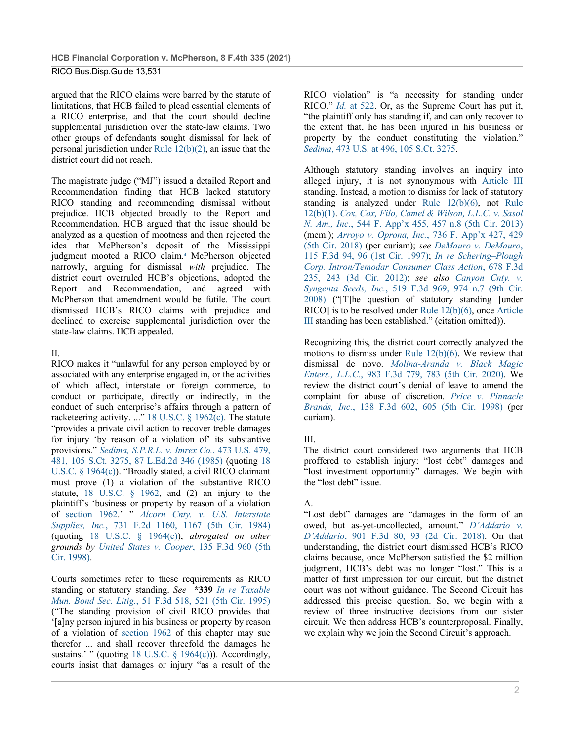argued that the RICO claims were barred by the statute of limitations, that HCB failed to plead essential elements of a RICO enterprise, and that the court should decline supplemental jurisdiction over the state-law claims. Two other groups of defendants sought dismissal for lack of personal jurisdiction under Rule 12(b)(2), an issue that the district court did not reach.

The magistrate judge ("MJ") issued a detailed Report and Recommendation finding that HCB lacked statutory RICO standing and recommending dismissal without prejudice. HCB objected broadly to the Report and Recommendation. HCB argued that the issue should be analyzed as a question of mootness and then rejected the idea that McPherson's deposit of the Mississippi judgment mooted a RICO claim.[4] McPherson objected narrowly, arguing for dismissal *with* prejudice. The district court overruled HCB's objections, adopted the Report and Recommendation, and agreed with McPherson that amendment would be futile. The court dismissed HCB's RICO claims with prejudice and declined to exercise supplemental jurisdiction over the state-law claims. HCB appealed.

## II.

RICO makes it "unlawful for any person employed by or associated with any enterprise engaged in, or the activities of which affect, interstate or foreign commerce, to conduct or participate, directly or indirectly, in the conduct of such enterprise's affairs through a pattern of racketeering activity. ..." 18 U.S.C. § 1962(c). The statute "provides a private civil action to recover treble damages for injury 'by reason of a violation of' its substantive provisions." *Sedima, S.P.R.L. v. Imrex Co.*, 473 U.S. 479, 481, 105 S.Ct. 3275, 87 L.Ed.2d 346 (1985) (quoting 18 U.S.C. § 1964(c)). "Broadly stated, a civil RICO claimant must prove (1) a violation of the substantive RICO statute, 18 U.S.C. § 1962, and (2) an injury to the plaintiff's 'business or property by reason of a violation of section 1962.' " *Alcorn Cnty. v. U.S. Interstate Supplies, Inc.*, 731 F.2d 1160, 1167 (5th Cir. 1984) (quoting 18 U.S.C. § 1964(c)), *abrogated on other grounds by United States v. Cooper*, 135 F.3d 960 (5th Cir. 1998).

Courts sometimes refer to these requirements as RICO standing or statutory standing. *See* **\*339** *In re Taxable Mun. Bond Sec. Litig.*, 51 F.3d 518, 521 (5th Cir. 1995) ("The standing provision of civil RICO provides that '[a]ny person injured in his business or property by reason of a violation of section 1962 of this chapter may sue therefor ... and shall recover threefold the damages he sustains.' " (quoting 18 U.S.C. § 1964(c))). Accordingly, courts insist that damages or injury "as a result of the RICO violation" is "a necessity for standing under RICO." *Id.* at 522. Or, as the Supreme Court has put it, "the plaintiff only has standing if, and can only recover to the extent that, he has been injured in his business or property by the conduct constituting the violation." *Sedima*, 473 U.S. at 496, 105 S.Ct. 3275.

Although statutory standing involves an inquiry into alleged injury, it is not synonymous with Article III standing. Instead, a motion to dismiss for lack of statutory standing is analyzed under Rule 12(b)(6), not Rule 12(b)(1). *Cox, Cox, Filo, Camel & Wilson, L.L.C. v. Sasol N. Am., Inc.*, 544 F. App'x 455, 457 n.8 (5th Cir. 2013) (mem.); *Arroyo v. Oprona, Inc.*, 736 F. App'x 427, 429 (5th Cir. 2018) (per curiam); *see DeMauro v. DeMauro*, 115 F.3d 94, 96 (1st Cir. 1997); *In re Schering–Plough Corp. Intron/Temodar Consumer Class Action*, 678 F.3d 235, 243 (3d Cir. 2012); *see also Canyon Cnty. v. Syngenta Seeds, Inc.*, 519 F.3d 969, 974 n.7 (9th Cir. 2008) ("[T]he question of statutory standing [under RICO] is to be resolved under Rule 12(b)(6), once Article III standing has been established." (citation omitted)).

Recognizing this, the district court correctly analyzed the motions to dismiss under Rule 12(b)(6). We review that dismissal de novo. *Molina-Aranda v. Black Magic Enters., L.L.C.*, 983 F.3d 779, 783 (5th Cir. 2020). We review the district court's denial of leave to amend the complaint for abuse of discretion. *Price v. Pinnacle Brands, Inc.*, 138 F.3d 602, 605 (5th Cir. 1998) (per curiam).

## III.

The district court considered two arguments that HCB proffered to establish injury: "lost debt" damages and "lost investment opportunity" damages. We begin with the "lost debt" issue.

### A.

"Lost debt" damages are "damages in the form of an owed, but as-yet-uncollected, amount." *D'Addario v. D'Addario*, 901 F.3d 80, 93 (2d Cir. 2018). On that understanding, the district court dismissed HCB's RICO claims because, once McPherson satisfied the $2 million judgment, HCB's debt was no longer "lost." This is a matter of first impression for our circuit, but the district court was not without guidance. The Second Circuit has addressed this precise question. So, we begin with a review of three instructive decisions from our sister circuit. We then address HCB's counterproposal. Finally, we explain why we join the Second Circuit's approach.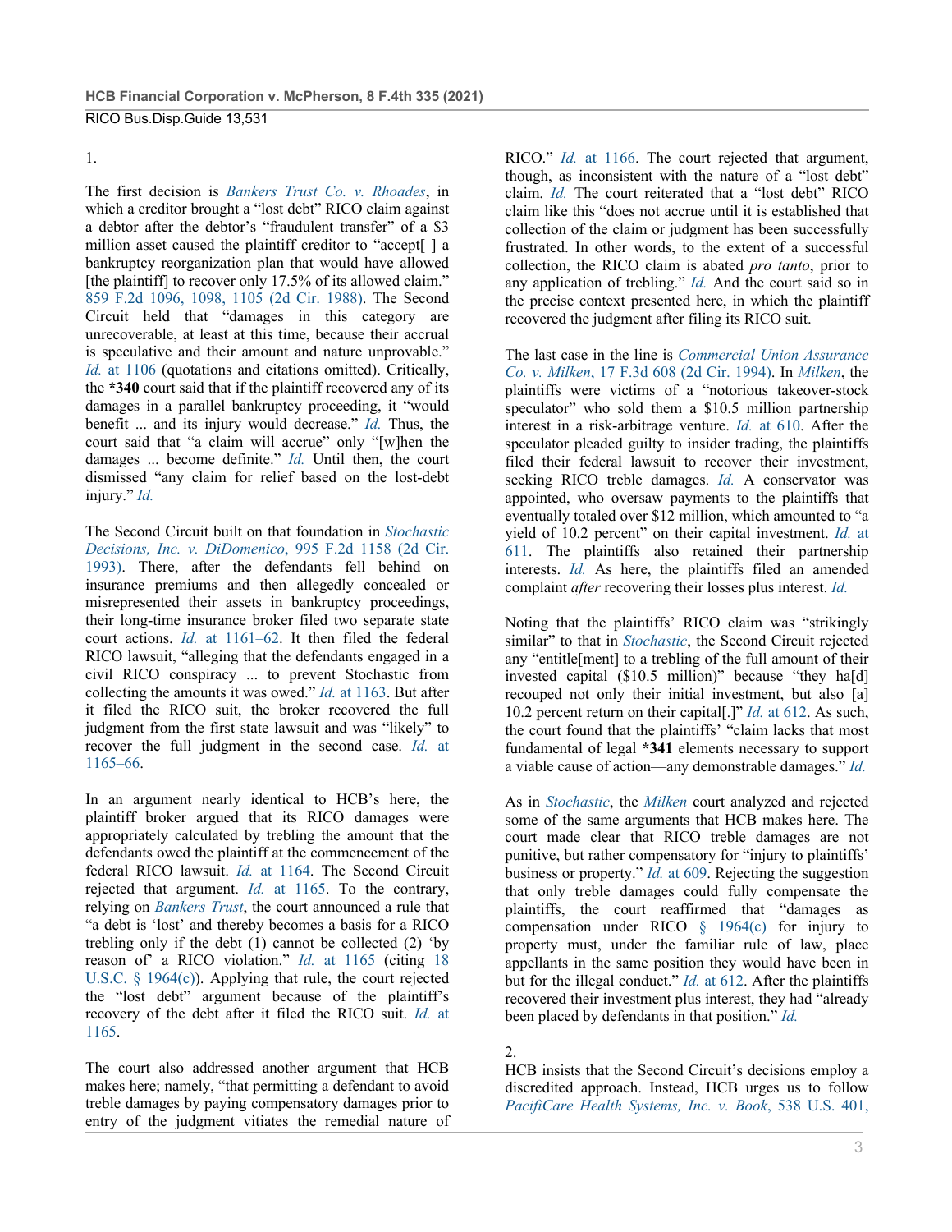1.

The first decision is *Bankers Trust Co. v. Rhoades*, in which a creditor brought a "lost debt" RICO claim against a debtor after the debtor's "fraudulent transfer" of a $3 million asset caused the plaintiff creditor to "accept[ ] a bankruptcy reorganization plan that would have allowed [the plaintiff] to recover only 17.5% of its allowed claim." 859 F.2d 1096, 1098, 1105 (2d Cir. 1988). The Second Circuit held that "damages in this category are unrecoverable, at least at this time, because their accrual is speculative and their amount and nature unprovable." *Id.* at 1106 (quotations and citations omitted). Critically, the **\*340** court said that if the plaintiff recovered any of its damages in a parallel bankruptcy proceeding, it "would benefit ... and its injury would decrease." *Id.* Thus, the court said that "a claim will accrue" only "[w]hen the damages ... become definite." *Id.* Until then, the court dismissed "any claim for relief based on the lost-debt injury." *Id.*

The Second Circuit built on that foundation in *Stochastic Decisions, Inc. v. DiDomenico*, 995 F.2d 1158 (2d Cir. 1993). There, after the defendants fell behind on insurance premiums and then allegedly concealed or misrepresented their assets in bankruptcy proceedings, their long-time insurance broker filed two separate state court actions. *Id.* at 1161–62. It then filed the federal RICO lawsuit, "alleging that the defendants engaged in a civil RICO conspiracy ... to prevent Stochastic from collecting the amounts it was owed." *Id.* at 1163. But after it filed the RICO suit, the broker recovered the full judgment from the first state lawsuit and was "likely" to recover the full judgment in the second case. *Id.* at 1165–66.

In an argument nearly identical to HCB's here, the plaintiff broker argued that its RICO damages were appropriately calculated by trebling the amount that the defendants owed the plaintiff at the commencement of the federal RICO lawsuit. *Id.* at 1164. The Second Circuit rejected that argument. *Id.* at 1165. To the contrary, relying on *Bankers Trust*, the court announced a rule that "a debt is 'lost' and thereby becomes a basis for a RICO trebling only if the debt (1) cannot be collected (2) 'by reason of' a RICO violation." *Id.* at 1165 (citing 18 U.S.C. § 1964(c)). Applying that rule, the court rejected the "lost debt" argument because of the plaintiff's recovery of the debt after it filed the RICO suit. *Id.* at 1165.

The court also addressed another argument that HCB makes here; namely, "that permitting a defendant to avoid treble damages by paying compensatory damages prior to entry of the judgment vitiates the remedial nature of RICO." *Id.* at 1166. The court rejected that argument, though, as inconsistent with the nature of a "lost debt" claim. *Id.* The court reiterated that a "lost debt" RICO claim like this "does not accrue until it is established that collection of the claim or judgment has been successfully frustrated. In other words, to the extent of a successful collection, the RICO claim is abated *pro tanto*, prior to any application of trebling." *Id.* And the court said so in the precise context presented here, in which the plaintiff recovered the judgment after filing its RICO suit.

The last case in the line is *Commercial Union Assurance Co. v. Milken*, 17 F.3d 608 (2d Cir. 1994). In *Milken*, the plaintiffs were victims of a "notorious takeover-stock speculator" who sold them a $10.5 million partnership interest in a risk-arbitrage venture. *Id.* at 610. After the speculator pleaded guilty to insider trading, the plaintiffs filed their federal lawsuit to recover their investment, seeking RICO treble damages. *Id.* A conservator was appointed, who oversaw payments to the plaintiffs that eventually totaled over $12 million, which amounted to "a yield of 10.2 percent" on their capital investment. *Id.* at 611. The plaintiffs also retained their partnership interests. *Id.* As here, the plaintiffs filed an amended complaint *after* recovering their losses plus interest. *Id.*

Noting that the plaintiffs' RICO claim was "strikingly similar" to that in *Stochastic*, the Second Circuit rejected any "entitle[ment] to a trebling of the full amount of their invested capital ($10.5 million)" because "they ha[d] recouped not only their initial investment, but also [a] 10.2 percent return on their capital[.]" *Id.* at 612. As such, the court found that the plaintiffs' "claim lacks that most fundamental of legal **\*341** elements necessary to support a viable cause of action—any demonstrable damages." *Id.*

As in *Stochastic*, the *Milken* court analyzed and rejected some of the same arguments that HCB makes here. The court made clear that RICO treble damages are not punitive, but rather compensatory for "injury to plaintiffs' business or property." *Id.* at 609. Rejecting the suggestion that only treble damages could fully compensate the plaintiffs, the court reaffirmed that "damages as compensation under RICO § 1964(c) for injury to property must, under the familiar rule of law, place appellants in the same position they would have been in but for the illegal conduct." *Id.* at 612. After the plaintiffs recovered their investment plus interest, they had "already been placed by defendants in that position." *Id.*

2.

HCB insists that the Second Circuit's decisions employ a discredited approach. Instead, HCB urges us to follow *PacifiCare Health Systems, Inc. v. Book*, 538 U.S. 401,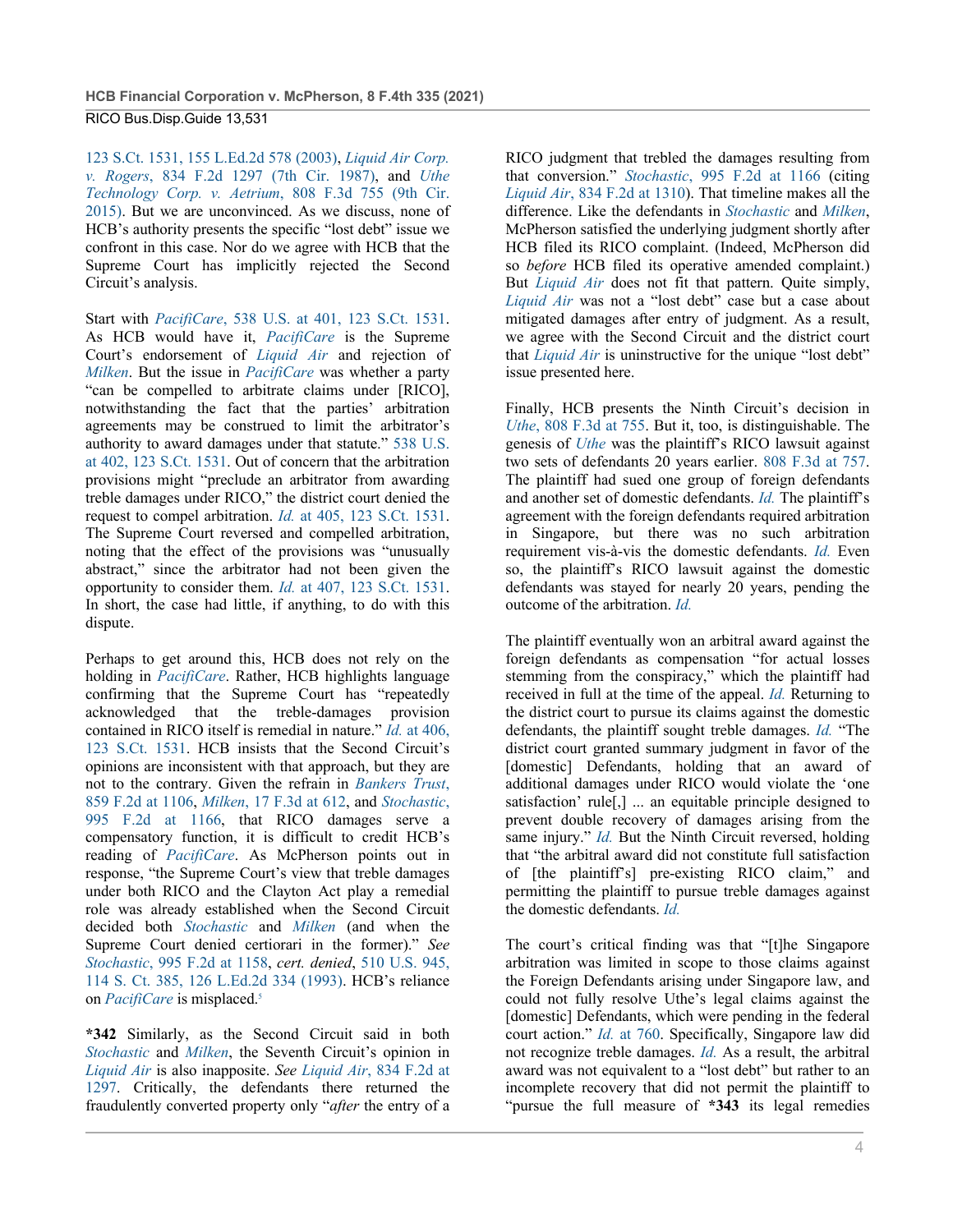123 S.Ct. 1531, 155 L.Ed.2d 578 (2003), *Liquid Air Corp. v. Rogers*, 834 F.2d 1297 (7th Cir. 1987), and *Uthe Technology Corp. v. Aetrium*, 808 F.3d 755 (9th Cir. 2015). But we are unconvinced. As we discuss, none of HCB's authority presents the specific "lost debt" issue we confront in this case. Nor do we agree with HCB that the Supreme Court has implicitly rejected the Second Circuit's analysis.

Start with *PacifiCare*, 538 U.S. at 401, 123 S.Ct. 1531. As HCB would have it, *PacifiCare* is the Supreme Court's endorsement of *Liquid Air* and rejection of *Milken*. But the issue in *PacifiCare* was whether a party "can be compelled to arbitrate claims under [RICO], notwithstanding the fact that the parties' arbitration agreements may be construed to limit the arbitrator's authority to award damages under that statute." 538 U.S. at 402, 123 S.Ct. 1531. Out of concern that the arbitration provisions might "preclude an arbitrator from awarding treble damages under RICO," the district court denied the request to compel arbitration. *Id.* at 405, 123 S.Ct. 1531. The Supreme Court reversed and compelled arbitration, noting that the effect of the provisions was "unusually abstract," since the arbitrator had not been given the opportunity to consider them. *Id.* at 407, 123 S.Ct. 1531. In short, the case had little, if anything, to do with this dispute.

Perhaps to get around this, HCB does not rely on the holding in *PacifiCare*. Rather, HCB highlights language confirming that the Supreme Court has "repeatedly acknowledged that the treble-damages provision contained in RICO itself is remedial in nature." *Id.* at 406, 123 S.Ct. 1531. HCB insists that the Second Circuit's opinions are inconsistent with that approach, but they are not to the contrary. Given the refrain in *Bankers Trust*, 859 F.2d at 1106, *Milken*, 17 F.3d at 612, and *Stochastic*, 995 F.2d at 1166, that RICO damages serve a compensatory function, it is difficult to credit HCB's reading of *PacifiCare*. As McPherson points out in response, "the Supreme Court's view that treble damages under both RICO and the Clayton Act play a remedial role was already established when the Second Circuit decided both *Stochastic* and *Milken* (and when the Supreme Court denied certiorari in the former)." *See Stochastic*, 995 F.2d at 1158, *cert. denied*, 510 U.S. 945, 114 S. Ct. 385, 126 L.Ed.2d 334 (1993). HCB's reliance on *PacifiCare* is misplaced.[5]

**\*342** Similarly, as the Second Circuit said in both *Stochastic* and *Milken*, the Seventh Circuit's opinion in *Liquid Air* is also inapposite. *See Liquid Air*, 834 F.2d at 1297. Critically, the defendants there returned the fraudulently converted property only "*after* the entry of a RICO judgment that trebled the damages resulting from that conversion." *Stochastic*, 995 F.2d at 1166 (citing *Liquid Air*, 834 F.2d at 1310). That timeline makes all the difference. Like the defendants in *Stochastic* and *Milken*, McPherson satisfied the underlying judgment shortly after HCB filed its RICO complaint. (Indeed, McPherson did so *before* HCB filed its operative amended complaint.) But *Liquid Air* does not fit that pattern. Quite simply, *Liquid Air* was not a "lost debt" case but a case about mitigated damages after entry of judgment. As a result, we agree with the Second Circuit and the district court that *Liquid Air* is uninstructive for the unique "lost debt" issue presented here.

Finally, HCB presents the Ninth Circuit's decision in *Uthe*, 808 F.3d at 755. But it, too, is distinguishable. The genesis of *Uthe* was the plaintiff's RICO lawsuit against two sets of defendants 20 years earlier. 808 F.3d at 757. The plaintiff had sued one group of foreign defendants and another set of domestic defendants. *Id.* The plaintiff's agreement with the foreign defendants required arbitration in Singapore, but there was no such arbitration requirement vis-à-vis the domestic defendants. *Id.* Even so, the plaintiff's RICO lawsuit against the domestic defendants was stayed for nearly 20 years, pending the outcome of the arbitration. *Id.*

The plaintiff eventually won an arbitral award against the foreign defendants as compensation "for actual losses stemming from the conspiracy," which the plaintiff had received in full at the time of the appeal. *Id.* Returning to the district court to pursue its claims against the domestic defendants, the plaintiff sought treble damages. *Id.* "The district court granted summary judgment in favor of the [domestic] Defendants, holding that an award of additional damages under RICO would violate the 'one satisfaction' rule[,] ... an equitable principle designed to prevent double recovery of damages arising from the same injury." *Id.* But the Ninth Circuit reversed, holding that "the arbitral award did not constitute full satisfaction of [the plaintiff's] pre-existing RICO claim," and permitting the plaintiff to pursue treble damages against the domestic defendants. *Id.*

The court's critical finding was that "[t]he Singapore arbitration was limited in scope to those claims against the Foreign Defendants arising under Singapore law, and could not fully resolve Uthe's legal claims against the [domestic] Defendants, which were pending in the federal court action." *Id.* at 760. Specifically, Singapore law did not recognize treble damages. *Id.* As a result, the arbitral award was not equivalent to a "lost debt" but rather to an incomplete recovery that did not permit the plaintiff to "pursue the full measure of **\*343** its legal remedies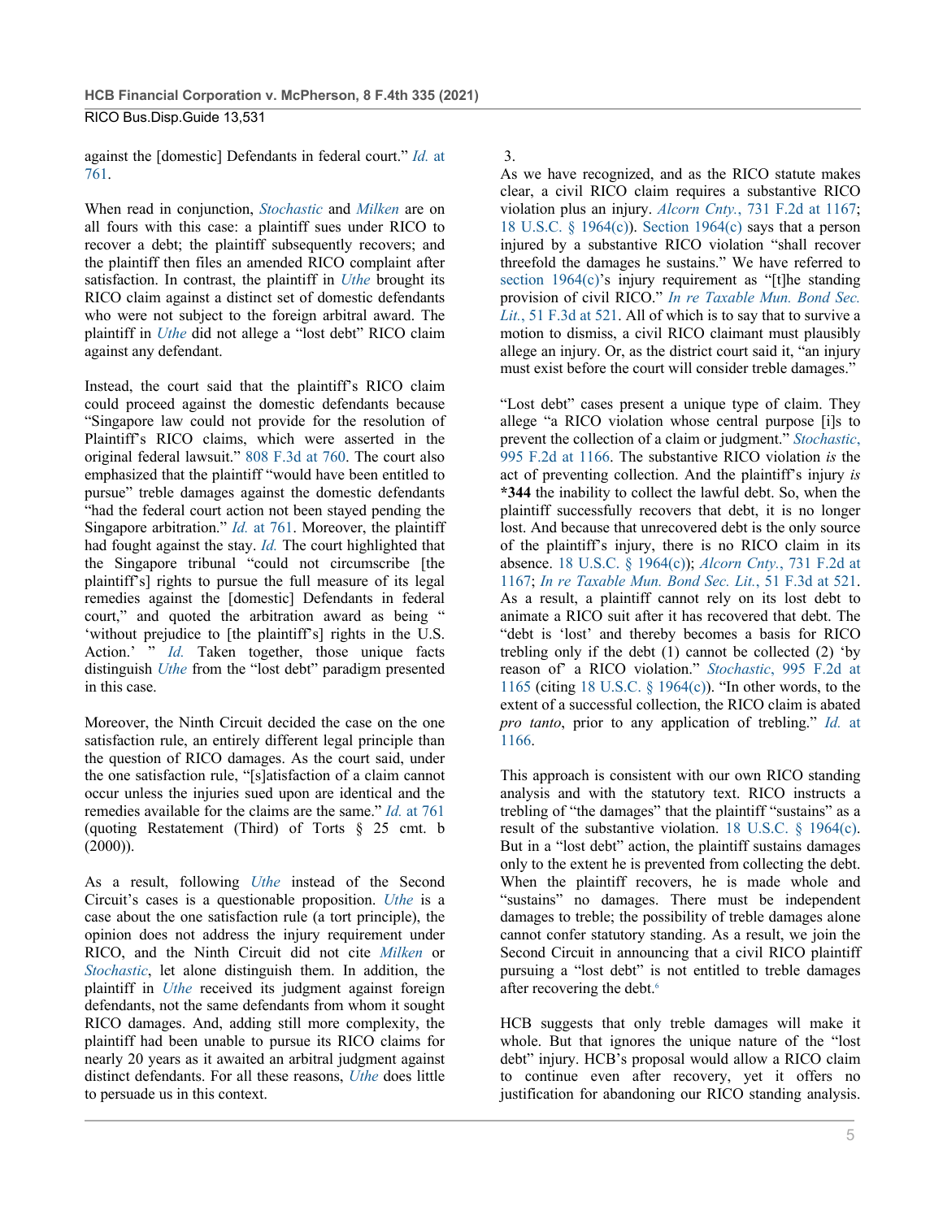against the [domestic] Defendants in federal court." *Id.* at 761.

When read in conjunction, *Stochastic* and *Milken* are on all fours with this case: a plaintiff sues under RICO to recover a debt; the plaintiff subsequently recovers; and the plaintiff then files an amended RICO complaint after satisfaction. In contrast, the plaintiff in *Uthe* brought its RICO claim against a distinct set of domestic defendants who were not subject to the foreign arbitral award. The plaintiff in *Uthe* did not allege a "lost debt" RICO claim against any defendant.

Instead, the court said that the plaintiff's RICO claim could proceed against the domestic defendants because "Singapore law could not provide for the resolution of Plaintiff's RICO claims, which were asserted in the original federal lawsuit." 808 F.3d at 760. The court also emphasized that the plaintiff "would have been entitled to pursue" treble damages against the domestic defendants "had the federal court action not been stayed pending the Singapore arbitration." *Id.* at 761. Moreover, the plaintiff had fought against the stay. *Id.* The court highlighted that the Singapore tribunal "could not circumscribe [the plaintiff's] rights to pursue the full measure of its legal remedies against the [domestic] Defendants in federal court," and quoted the arbitration award as being " 'without prejudice to [the plaintiff's] rights in the U.S. Action.' " *Id.* Taken together, those unique facts distinguish *Uthe* from the "lost debt" paradigm presented in this case.

Moreover, the Ninth Circuit decided the case on the one satisfaction rule, an entirely different legal principle than the question of RICO damages. As the court said, under the one satisfaction rule, "[s]atisfaction of a claim cannot occur unless the injuries sued upon are identical and the remedies available for the claims are the same." *Id.* at 761 (quoting Restatement (Third) of Torts § 25 cmt. b (2000)).

As a result, following *Uthe* instead of the Second Circuit's cases is a questionable proposition. *Uthe* is a case about the one satisfaction rule (a tort principle), the opinion does not address the injury requirement under RICO, and the Ninth Circuit did not cite *Milken* or *Stochastic*, let alone distinguish them. In addition, the plaintiff in *Uthe* received its judgment against foreign defendants, not the same defendants from whom it sought RICO damages. And, adding still more complexity, the plaintiff had been unable to pursue its RICO claims for nearly 20 years as it awaited an arbitral judgment against distinct defendants. For all these reasons, *Uthe* does little to persuade us in this context.

3.

As we have recognized, and as the RICO statute makes clear, a civil RICO claim requires a substantive RICO violation plus an injury. *Alcorn Cnty.*, 731 F.2d at 1167; 18 U.S.C. § 1964(c)). Section 1964(c) says that a person injured by a substantive RICO violation "shall recover threefold the damages he sustains." We have referred to section 1964(c)'s injury requirement as "[t]he standing provision of civil RICO." *In re Taxable Mun. Bond Sec. Lit.*, 51 F.3d at 521. All of which is to say that to survive a motion to dismiss, a civil RICO claimant must plausibly allege an injury. Or, as the district court said it, "an injury must exist before the court will consider treble damages."

"Lost debt" cases present a unique type of claim. They allege "a RICO violation whose central purpose [i]s to prevent the collection of a claim or judgment." *Stochastic*, 995 F.2d at 1166. The substantive RICO violation *is* the act of preventing collection. And the plaintiff's injury *is* **\*344** the inability to collect the lawful debt. So, when the plaintiff successfully recovers that debt, it is no longer lost. And because that unrecovered debt is the only source of the plaintiff's injury, there is no RICO claim in its absence. 18 U.S.C. § 1964(c)); *Alcorn Cnty.*, 731 F.2d at 1167; *In re Taxable Mun. Bond Sec. Lit.*, 51 F.3d at 521. As a result, a plaintiff cannot rely on its lost debt to animate a RICO suit after it has recovered that debt. The "debt is 'lost' and thereby becomes a basis for RICO trebling only if the debt (1) cannot be collected (2) 'by reason of' a RICO violation." *Stochastic*, 995 F.2d at 1165 (citing 18 U.S.C. § 1964(c)). "In other words, to the extent of a successful collection, the RICO claim is abated *pro tanto*, prior to any application of trebling." *Id.* at 1166.

This approach is consistent with our own RICO standing analysis and with the statutory text. RICO instructs a trebling of "the damages" that the plaintiff "sustains" as a result of the substantive violation. 18 U.S.C. § 1964(c). But in a "lost debt" action, the plaintiff sustains damages only to the extent he is prevented from collecting the debt. When the plaintiff recovers, he is made whole and "sustains" no damages. There must be independent damages to trebled; the possibility of treble damages alone cannot confer statutory standing. As a result, we join the Second Circuit in announcing that a civil RICO plaintiff pursuing a "lost debt" is not entitled to treble damages after recovering the debt.[6]

HCB suggests that only treble damages will make it whole. But that ignores the unique nature of the "lost debt" injury. HCB's proposal would allow a RICO claim to continue even after recovery, yet it offers no justification for abandoning our RICO standing analysis.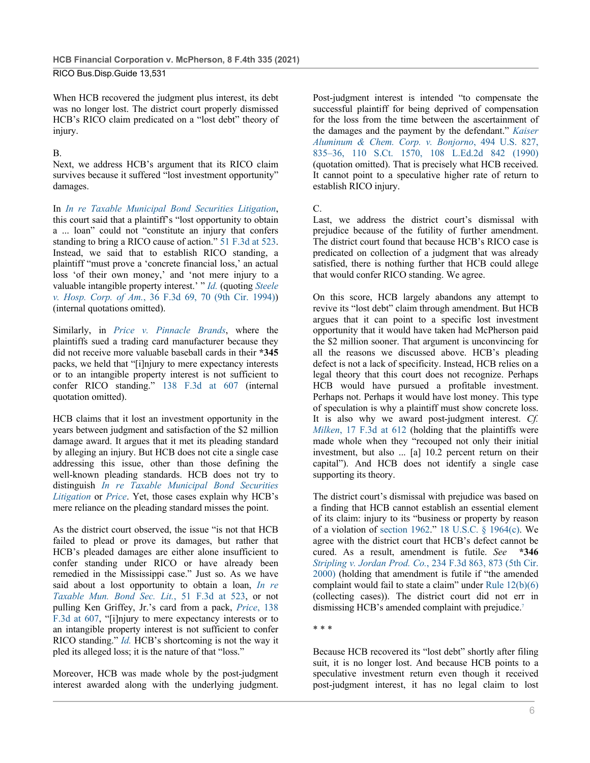When HCB recovered the judgment plus interest, its debt was no longer lost. The district court properly dismissed HCB's RICO claim predicated on a "lost debt" theory of injury.

B.

Next, we address HCB's argument that its RICO claim survives because it suffered "lost investment opportunity" damages.

In *In re Taxable Municipal Bond Securities Litigation*, this court said that a plaintiff's "lost opportunity to obtain a ... loan" could not "constitute an injury that confers standing to bring a RICO cause of action." 51 F.3d at 523. Instead, we said that to establish RICO standing, a plaintiff "must prove a 'concrete financial loss,' an actual loss 'of their own money,' and 'not mere injury to a valuable intangible property interest.' " *Id.* (quoting *Steele v. Hosp. Corp. of Am.*, 36 F.3d 69, 70 (9th Cir. 1994)) (internal quotations omitted).

Similarly, in *Price v. Pinnacle Brands*, where the plaintiffs sued a trading card manufacturer because they did not receive more valuable baseball cards in their **\*345** packs, we held that "[i]njury to mere expectancy interests or to an intangible property interest is not sufficient to confer RICO standing." 138 F.3d at 607 (internal quotation omitted).

HCB claims that it lost an investment opportunity in the years between judgment and satisfaction of the $2 million damage award. It argues that it met its pleading standard by alleging an injury. But HCB does not cite a single case addressing this issue, other than those defining the well-known pleading standards. HCB does not try to distinguish *In re Taxable Municipal Bond Securities Litigation* or *Price*. Yet, those cases explain why HCB's mere reliance on the pleading standard misses the point.

As the district court observed, the issue "is not that HCB failed to plead or prove its damages, but rather that HCB's pleaded damages are either alone insufficient to confer standing under RICO or have already been remedied in the Mississippi case." Just so. As we have said about a lost opportunity to obtain a loan, *In re Taxable Mun. Bond Sec. Lit.*, 51 F.3d at 523, or not pulling Ken Griffey, Jr.'s card from a pack, *Price*, 138 F.3d at 607, "[i]njury to mere expectancy interests or to an intangible property interest is not sufficient to confer RICO standing." *Id.* HCB's shortcoming is not the way it pled its alleged loss; it is the nature of that "loss."

Moreover, HCB was made whole by the post-judgment interest awarded along with the underlying judgment. Post-judgment interest is intended "to compensate the successful plaintiff for being deprived of compensation for the loss from the time between the ascertainment of the damages and the payment by the defendant." *Kaiser Aluminum & Chem. Corp. v. Bonjorno*, 494 U.S. 827, 835–36, 110 S.Ct. 1570, 108 L.Ed.2d 842 (1990) (quotation omitted). That is precisely what HCB received. It cannot point to a speculative higher rate of return to establish RICO injury.

C.

Last, we address the district court's dismissal with prejudice because of the futility of further amendment. The district court found that because HCB's RICO case is predicated on collection of a judgment that was already satisfied, there is nothing further that HCB could allege that would confer RICO standing. We agree.

On this score, HCB largely abandons any attempt to revive its "lost debt" claim through amendment. But HCB argues that it can point to a specific lost investment opportunity that it would have taken had McPherson paid the $2 million sooner. That argument is unconvincing for all the reasons we discussed above. HCB's pleading defect is not a lack of specificity. Instead, HCB relies on a legal theory that this court does not recognize. Perhaps HCB would have pursued a profitable investment. Perhaps not. Perhaps it would have lost money. This type of speculation is why a plaintiff must show concrete loss. It is also why we award post-judgment interest. *Cf. Milken*, 17 F.3d at 612 (holding that the plaintiffs were made whole when they "recouped not only their initial investment, but also ... [a] 10.2 percent return on their capital"). And HCB does not identify a single case supporting its theory.

The district court's dismissal with prejudice was based on a finding that HCB cannot establish an essential element of its claim: injury to its "business or property by reason of a violation of section 1962." 18 U.S.C. § 1964(c). We agree with the district court that HCB's defect cannot be cured. As a result, amendment is futile. *See* **\*346** *Stripling v. Jordan Prod. Co.*, 234 F.3d 863, 873 (5th Cir. 2000) (holding that amendment is futile if "the amended complaint would fail to state a claim" under Rule 12(b)(6) (collecting cases)). The district court did not err in dismissing HCB's amended complaint with prejudice.[7]

\* \* \*

Because HCB recovered its "lost debt" shortly after filing suit, it is no longer lost. And because HCB points to a speculative investment return even though it received post-judgment interest, it has no legal claim to lost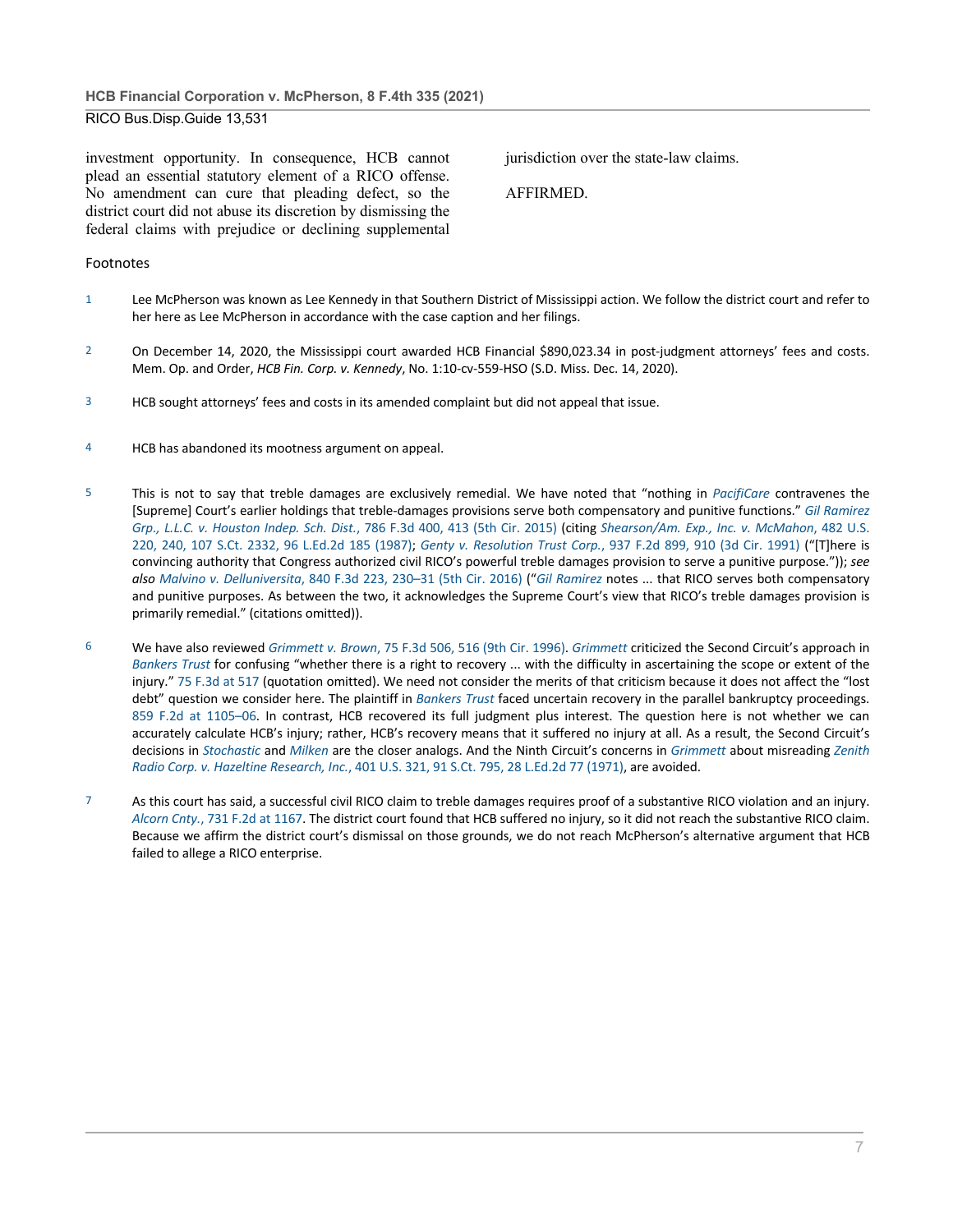investment opportunity. In consequence, HCB cannot plead an essential statutory element of a RICO offense. No amendment can cure that pleading defect, so the district court did not abuse its discretion by dismissing the federal claims with prejudice or declining supplemental jurisdiction over the state-law claims.

AFFIRMED.

Footnotes

1. Lee McPherson was known as Lee Kennedy in that Southern District of Mississippi action. We follow the district court and refer to her here as Lee McPherson in accordance with the case caption and her filings.

2. On December 14, 2020, the Mississippi court awarded HCB Financial $890,023.34 in post-judgment attorneys' fees and costs. Mem. Op. and Order, *HCB Fin. Corp. v. Kennedy*, No. 1:10-cv-559-HSO (S.D. Miss. Dec. 14, 2020).

3. HCB sought attorneys' fees and costs in its amended complaint but did not appeal that issue.

4. HCB has abandoned its mootness argument on appeal.

5. This is not to say that treble damages are exclusively remedial. We have noted that "nothing in *PacifiCare* contravenes the [Supreme] Court's earlier holdings that treble-damages provisions serve both compensatory and punitive functions." *Gil Ramirez Grp., L.L.C. v. Houston Indep. Sch. Dist.*, 786 F.3d 400, 413 (5th Cir. 2015) (citing *Shearson/Am. Exp., Inc. v. McMahon*, 482 U.S. 220, 240, 107 S.Ct. 2332, 96 L.Ed.2d 185 (1987); *Genty v. Resolution Trust Corp.*, 937 F.2d 899, 910 (3d Cir. 1991) ("[T]here is convincing authority that Congress authorized civil RICO's powerful treble damages provision to serve a punitive purpose.")); *see also Malvino v. Delluniversita*, 840 F.3d 223, 230–31 (5th Cir. 2016) ("*Gil Ramirez* notes ... that RICO serves both compensatory and punitive purposes. As between the two, it acknowledges the Supreme Court's view that RICO's treble damages provision is primarily remedial." (citations omitted)).

6. We have also reviewed *Grimmett v. Brown*, 75 F.3d 506, 516 (9th Cir. 1996). *Grimmett* criticized the Second Circuit's approach in *Bankers Trust* for confusing "whether there is a right to recovery ... with the difficulty in ascertaining the scope or extent of the injury." 75 F.3d at 517 (quotation omitted). We need not consider the merits of that criticism because it does not affect the "lost debt" question we consider here. The plaintiff in *Bankers Trust* faced uncertain recovery in the parallel bankruptcy proceedings. 859 F.2d at 1105–06. In contrast, HCB recovered its full judgment plus interest. The question here is not whether we can accurately calculate HCB's injury; rather, HCB's recovery means that it suffered no injury at all. As a result, the Second Circuit's decisions in *Stochastic* and *Milken* are the closer analogs. And the Ninth Circuit's concerns in *Grimmett* about misreading *Zenith Radio Corp. v. Hazeltine Research, Inc.*, 401 U.S. 321, 91 S.Ct. 795, 28 L.Ed.2d 77 (1971), are avoided.

7. As this court has said, a successful civil RICO claim to treble damages requires proof of a substantive RICO violation and an injury. *Alcorn Cnty.*, 731 F.2d at 1167. The district court found that HCB suffered no injury, so it did not reach the substantive RICO claim. Because we affirm the district court's dismissal on those grounds, we do not reach McPherson's alternative argument that HCB failed to allege a RICO enterprise.